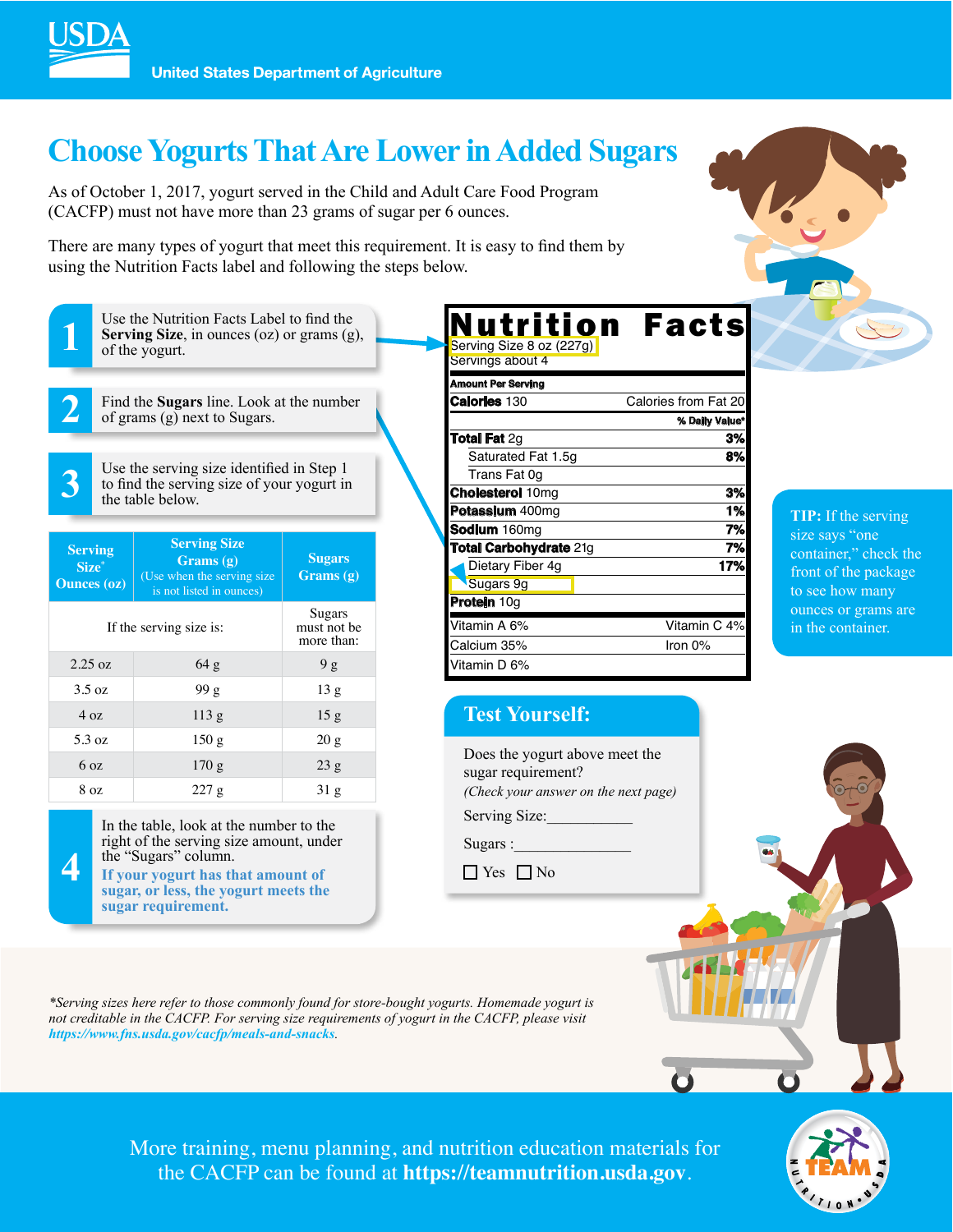USDA

United States Department of Agriculture

# Choose Yogurts That Are Lower in Added Sugars

As of October 1, 2017, yogurt served in the Child and Adult Care Food Program (CACFP) must not have more than 23 grams of sugar per 6 ounces.

There are many types of yogurt that meet this requirement. It is easy to find them by using the Nutrition Facts label and following the steps below.

**1** Use the Nutrition Facts Label to find the **Serving Size**, in ounces (oz) or grams (g), of the yogurt.

**2** Find the **Sugars** line. Look at the number of grams (g) next to Sugars.

**3** Use the serving size identified in Step 1 to find the serving size of your yogurt in the table below.

| Serving Size* Ounces (oz) | Serving Size Grams (g) (Use when the serving size is not listed in ounces) | Sugars Grams (g) |
|---|---|---|
| If the serving size is: | | Sugars must not be more than: |
| 2.25 oz | 64 g | 9 g |
| 3.5 oz | 99 g | 13 g |
| 4 oz | 113 g | 15 g |
| 5.3 oz | 150 g | 20 g |
| 6 oz | 170 g | 23 g |
| 8 oz | 227 g | 31 g |

**4** In the table, look at the number to the right of the serving size amount, under the "Sugars" column. **If your yogurt has that amount of sugar, or less, the yogurt meets the sugar requirement.**

## Nutrition Facts

Serving Size 8 oz (227g)
Servings about 4

| Amount Per Serving | |
|---|---|
| **Calories** 130 | Calories from Fat 20 |
| | **% Daily Value*** |
| **Total Fat** 2g | **3%** |
| Saturated Fat 1.5g | **8%** |
| Trans Fat 0g | |
| **Cholesterol** 10mg | **3%** |
| **Potassium** 400mg | **1%** |
| **Sodium** 160mg | **7%** |
| **Total Carbohydrate** 21g | **7%** |
| Dietary Fiber 4g | **17%** |
| Sugars 9g | |
| **Protein** 10g | |
| Vitamin A 6% | Vitamin C 4% |
| Calcium 35% | Iron 0% |
| Vitamin D 6% | |

**TIP:** If the serving size says "one container," check the front of the package to see how many ounces or grams are in the container.

## Test Yourself:

Does the yogurt above meet the sugar requirement?
*(Check your answer on the next page)*

Serving Size:___________

Sugars :_______________

☐ Yes ☐ No

*Serving sizes here refer to those commonly found for store-bought yogurts. Homemade yogurt is not creditable in the CACFP. For serving size requirements of yogurt in the CACFP, please visit https://www.fns.usda.gov/cacfp/meals-and-snacks.*

More training, menu planning, and nutrition education materials for the CACFP can be found at **https://teamnutrition.usda.gov**.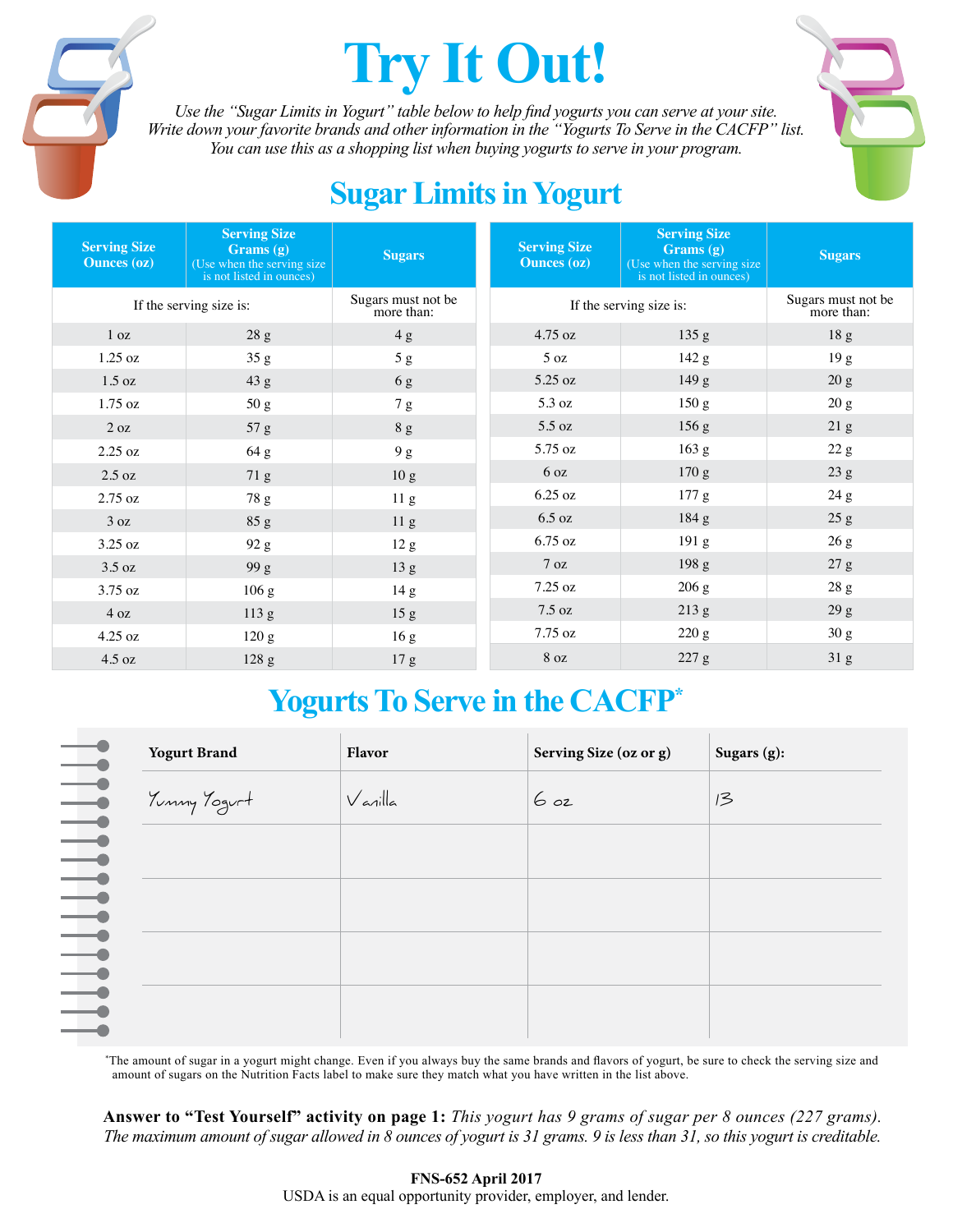# Try It Out!

*Use the "Sugar Limits in Yogurt" table below to help find yogurts you can serve at your site. Write down your favorite brands and other information in the "Yogurts To Serve in the CACFP" list. You can use this as a shopping list when buying yogurts to serve in your program.*

## Sugar Limits in Yogurt

| Serving Size Ounces (oz) | Serving Size Grams (g) (Use when the serving size is not listed in ounces) | Sugars |
|---|---|---|
| If the serving size is: | | Sugars must not be more than: |
| 1 oz | 28 g | 4 g |
| 1.25 oz | 35 g | 5 g |
| 1.5 oz | 43 g | 6 g |
| 1.75 oz | 50 g | 7 g |
| 2 oz | 57 g | 8 g |
| 2.25 oz | 64 g | 9 g |
| 2.5 oz | 71 g | 10 g |
| 2.75 oz | 78 g | 11 g |
| 3 oz | 85 g | 11 g |
| 3.25 oz | 92 g | 12 g |
| 3.5 oz | 99 g | 13 g |
| 3.75 oz | 106 g | 14 g |
| 4 oz | 113 g | 15 g |
| 4.25 oz | 120 g | 16 g |
| 4.5 oz | 128 g | 17 g |
| 4.75 oz | 135 g | 18 g |
| 5 oz | 142 g | 19 g |
| 5.25 oz | 149 g | 20 g |
| 5.3 oz | 150 g | 20 g |
| 5.5 oz | 156 g | 21 g |
| 5.75 oz | 163 g | 22 g |
| 6 oz | 170 g | 23 g |
| 6.25 oz | 177 g | 24 g |
| 6.5 oz | 184 g | 25 g |
| 6.75 oz | 191 g | 26 g |
| 7 oz | 198 g | 27 g |
| 7.25 oz | 206 g | 28 g |
| 7.5 oz | 213 g | 29 g |
| 7.75 oz | 220 g | 30 g |
| 8 oz | 227 g | 31 g |

## Yogurts To Serve in the CACFP*

| Yogurt Brand | Flavor | Serving Size (oz or g) | Sugars (g): |
|---|---|---|---|
| Yummy Yogurt | Vanilla | 6 oz | 13 |
| | | | |
| | | | |
| | | | |
| | | | |

*The amount of sugar in a yogurt might change. Even if you always buy the same brands and flavors of yogurt, be sure to check the serving size and amount of sugars on the Nutrition Facts label to make sure they match what you have written in the list above.

**Answer to "Test Yourself" activity on page 1:** *This yogurt has 9 grams of sugar per 8 ounces (227 grams). The maximum amount of sugar allowed in 8 ounces of yogurt is 31 grams. 9 is less than 31, so this yogurt is creditable.*

**FNS-652 April 2017**

USDA is an equal opportunity provider, employer, and lender.